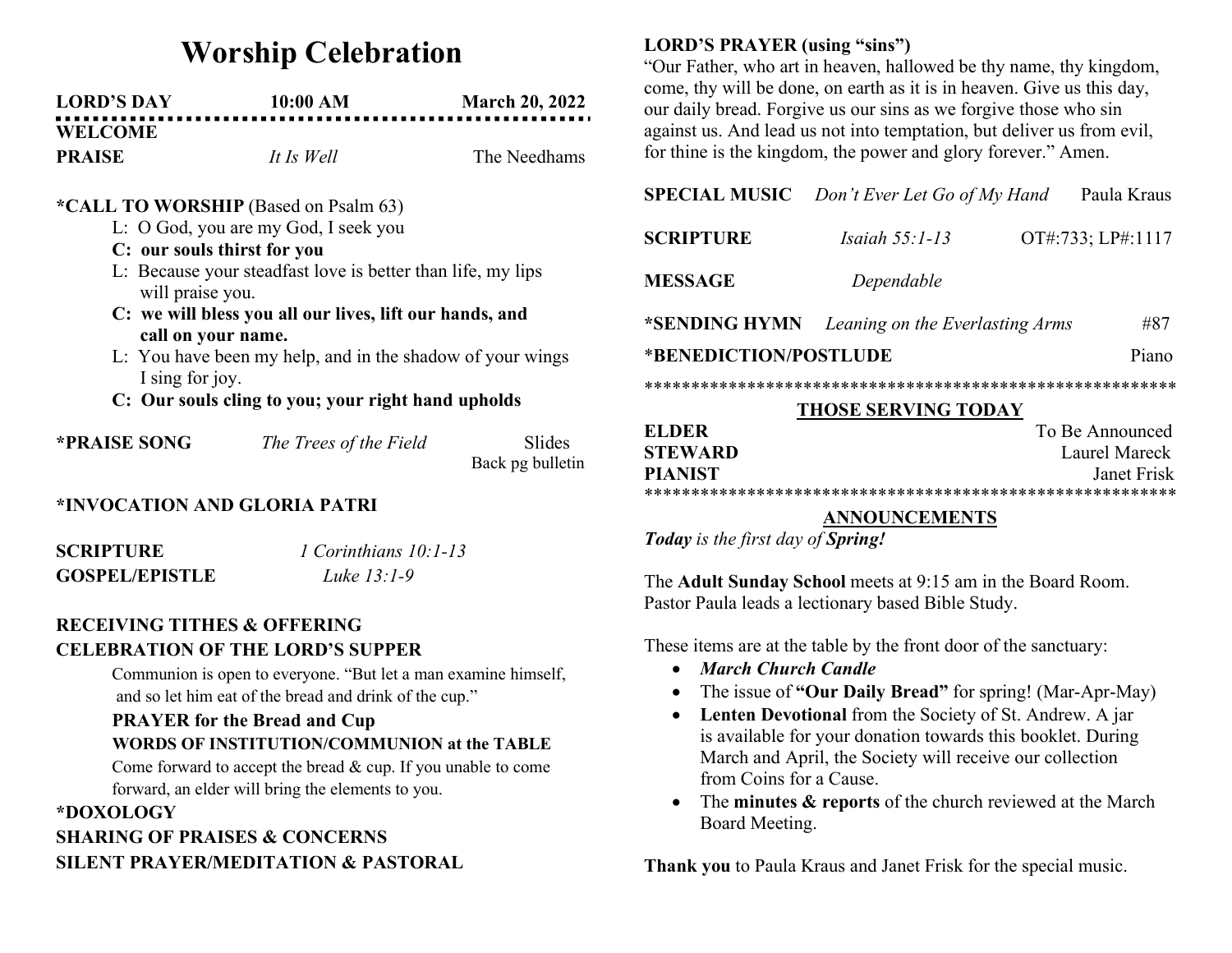# Worship Celebration

**LORD'S DAY** **10:00 AM** **March 20, 2022**

**WELCOME**

**PRAISE** *It Is Well* The Needhams

**\*CALL TO WORSHIP** (Based on Psalm 63)

L: O God, you are my God, I seek you

**C: our souls thirst for you**

L: Because your steadfast love is better than life, my lips will praise you.

**C: we will bless you all our lives, lift our hands, and call on your name.**

L: You have been my help, and in the shadow of your wings I sing for joy.

**C: Our souls cling to you; your right hand upholds**

**\*PRAISE SONG** *The Trees of the Field* Slides
Back pg bulletin

**\*INVOCATION AND GLORIA PATRI**

**SCRIPTURE** *1 Corinthians 10:1-13*

**GOSPEL/EPISTLE** *Luke 13:1-9*

**RECEIVING TITHES & OFFERING**

**CELEBRATION OF THE LORD'S SUPPER**

Communion is open to everyone. "But let a man examine himself, and so let him eat of the bread and drink of the cup."

**PRAYER for the Bread and Cup**

**WORDS OF INSTITUTION/COMMUNION at the TABLE**

Come forward to accept the bread & cup. If you unable to come forward, an elder will bring the elements to you.

**\*DOXOLOGY**

**SHARING OF PRAISES & CONCERNS**

**SILENT PRAYER/MEDITATION & PASTORAL**

**LORD'S PRAYER (using "sins")**

"Our Father, who art in heaven, hallowed be thy name, thy kingdom, come, thy will be done, on earth as it is in heaven. Give us this day, our daily bread. Forgive us our sins as we forgive those who sin against us. And lead us not into temptation, but deliver us from evil, for thine is the kingdom, the power and glory forever." Amen.

**SPECIAL MUSIC** *Don't Ever Let Go of My Hand* Paula Kraus

**SCRIPTURE** *Isaiah 55:1-13* OT#:733; LP#:1117

**MESSAGE** *Dependable*

**\*SENDING HYMN** *Leaning on the Everlasting Arms* #87

\***BENEDICTION/POSTLUDE** Piano

*********************************************************

## THOSE SERVING TODAY

**ELDER** To Be Announced
**STEWARD** Laurel Mareck
**PIANIST** Janet Frisk

*********************************************************

## ANNOUNCEMENTS

***Today*** *is the first day of* ***Spring!***

The **Adult Sunday School** meets at 9:15 am in the Board Room. Pastor Paula leads a lectionary based Bible Study.

These items are at the table by the front door of the sanctuary:

- ***March Church Candle***
- The issue of **"Our Daily Bread"** for spring! (Mar-Apr-May)
- **Lenten Devotional** from the Society of St. Andrew. A jar is available for your donation towards this booklet. During March and April, the Society will receive our collection from Coins for a Cause.
- The **minutes & reports** of the church reviewed at the March Board Meeting.

**Thank you** to Paula Kraus and Janet Frisk for the special music.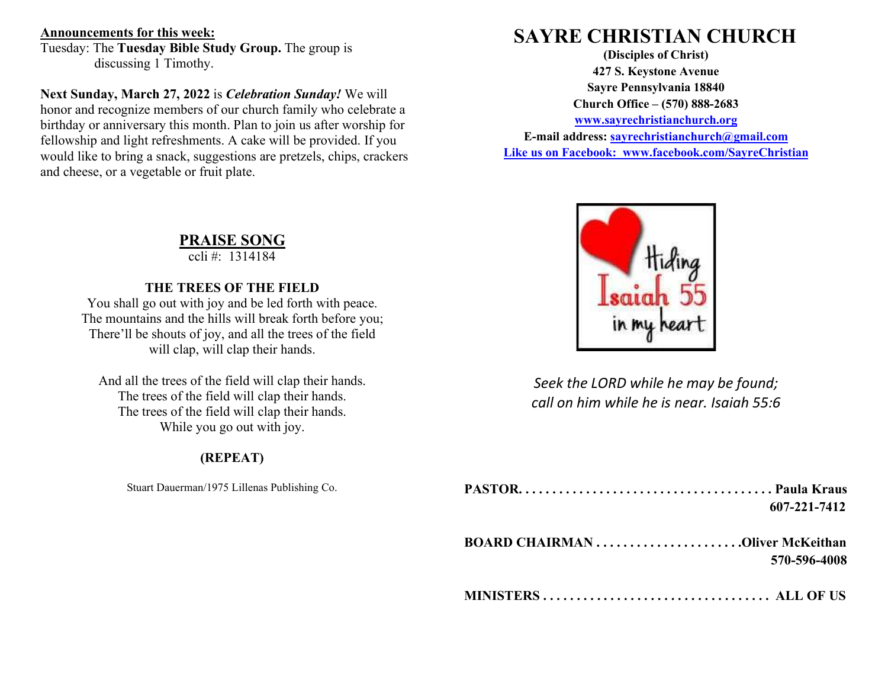**Announcements for this week:**

Tuesday: The **Tuesday Bible Study Group.** The group is discussing 1 Timothy.

**Next Sunday, March 27, 2022** is ***Celebration Sunday!*** We will honor and recognize members of our church family who celebrate a birthday or anniversary this month. Plan to join us after worship for fellowship and light refreshments. A cake will be provided. If you would like to bring a snack, suggestions are pretzels, chips, crackers and cheese, or a vegetable or fruit plate.

## PRAISE SONG

ccli #: 1314184

**THE TREES OF THE FIELD**

You shall go out with joy and be led forth with peace.
The mountains and the hills will break forth before you;
There'll be shouts of joy, and all the trees of the field
will clap, will clap their hands.

And all the trees of the field will clap their hands.
The trees of the field will clap their hands.
The trees of the field will clap their hands.
While you go out with joy.

**(REPEAT)**

Stuart Dauerman/1975 Lillenas Publishing Co.

# SAYRE CHRISTIAN CHURCH

**(Disciples of Christ)**
**427 S. Keystone Avenue**
**Sayre Pennsylvania 18840**
**Church Office – (570) 888-2683**
**www.sayrechristianchurch.org**
**E-mail address: sayrechristianchurch@gmail.com**
**Like us on Facebook: www.facebook.com/SayreChristian**

Hiding Isaiah 55 in my heart

*Seek the LORD while he may be found; call on him while he is near. Isaiah 55:6*

**PASTOR. . . . . . . . . . . . . . . . . . . . . . . . . . . . . . . . . . . . . . Paula Kraus**
**607-221-7412**

**BOARD CHAIRMAN . . . . . . . . . . . . . . . . . . . . . .Oliver McKeithan**
**570-596-4008**

**MINISTERS . . . . . . . . . . . . . . . . . . . . . . . . . . . . . . . . . . ALL OF US**